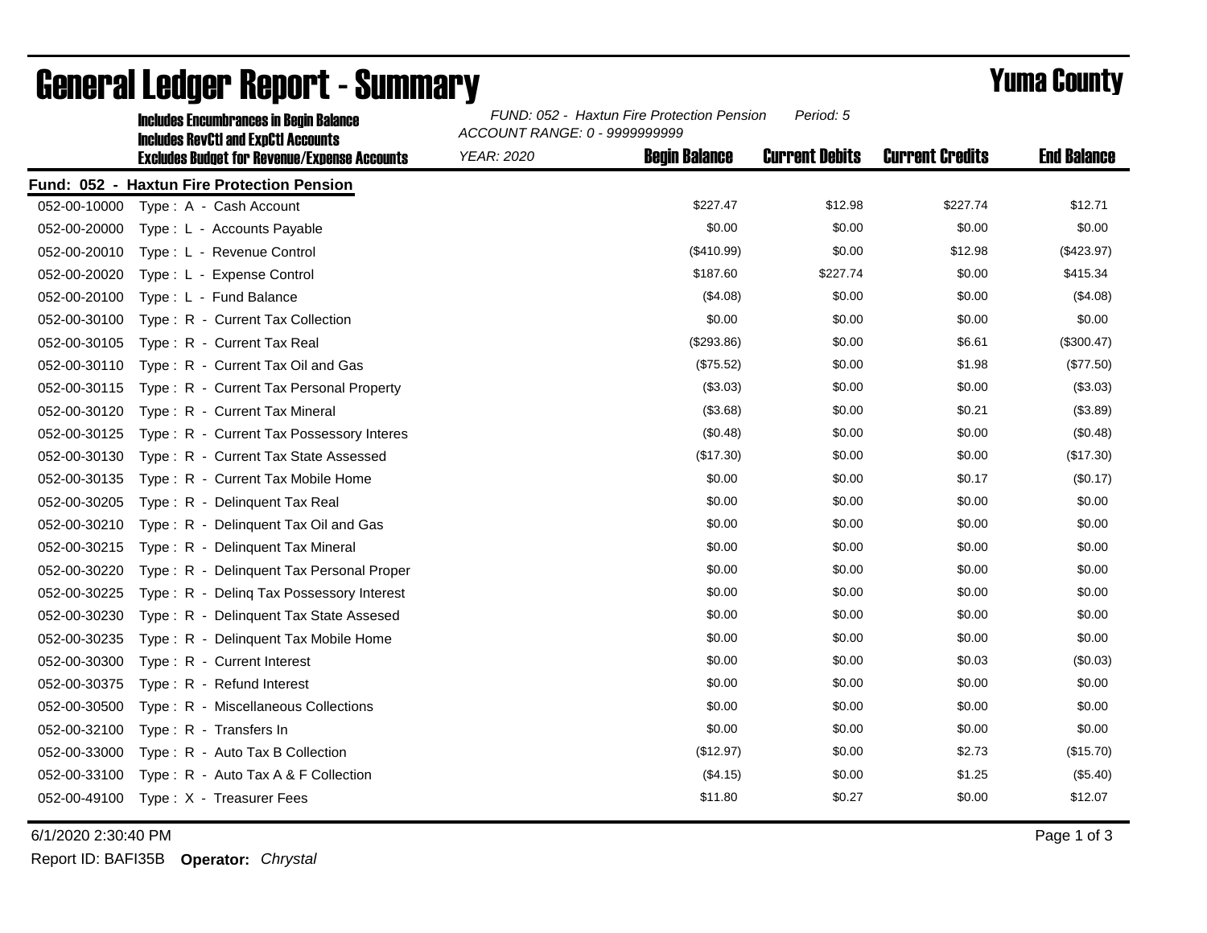# General Ledger Report - Summary

## Yuma County

**Includes Encumbrances in Begin Balance**
**Includes RevCtl and ExpCtl Accounts**
**Excludes Budget for Revenue/Expense Accounts**

*FUND: 052 - Haxtun Fire Protection Pension* *Period: 5*
*ACCOUNT RANGE: 0 - 9999999999*
*YEAR: 2020*

**Fund: 052 - Haxtun Fire Protection Pension**

| Account | Description | Begin Balance | Current Debits | Current Credits | End Balance |
|---|---|---|---|---|---|
| 052-00-10000 | Type : A - Cash Account | $227.47 | $12.98 | $227.74 | $12.71 |
| 052-00-20000 | Type : L - Accounts Payable | $0.00 | $0.00 | $0.00 | $0.00 |
| 052-00-20010 | Type : L - Revenue Control | ($410.99) | $0.00 | $12.98 | ($423.97) |
| 052-00-20020 | Type : L - Expense Control | $187.60 | $227.74 | $0.00 | $415.34 |
| 052-00-20100 | Type : L - Fund Balance | ($4.08) | $0.00 | $0.00 | ($4.08) |
| 052-00-30100 | Type : R - Current Tax Collection | $0.00 | $0.00 | $0.00 | $0.00 |
| 052-00-30105 | Type : R - Current Tax Real | ($293.86) | $0.00 | $6.61 | ($300.47) |
| 052-00-30110 | Type : R - Current Tax Oil and Gas | ($75.52) | $0.00 | $1.98 | ($77.50) |
| 052-00-30115 | Type : R - Current Tax Personal Property | ($3.03) | $0.00 | $0.00 | ($3.03) |
| 052-00-30120 | Type : R - Current Tax Mineral | ($3.68) | $0.00 | $0.21 | ($3.89) |
| 052-00-30125 | Type : R - Current Tax Possessory Interes | ($0.48) | $0.00 | $0.00 | ($0.48) |
| 052-00-30130 | Type : R - Current Tax State Assessed | ($17.30) | $0.00 | $0.00 | ($17.30) |
| 052-00-30135 | Type : R - Current Tax Mobile Home | $0.00 | $0.00 | $0.17 | ($0.17) |
| 052-00-30205 | Type : R - Delinquent Tax Real | $0.00 | $0.00 | $0.00 | $0.00 |
| 052-00-30210 | Type : R - Delinquent Tax Oil and Gas | $0.00 | $0.00 | $0.00 | $0.00 |
| 052-00-30215 | Type : R - Delinquent Tax Mineral | $0.00 | $0.00 | $0.00 | $0.00 |
| 052-00-30220 | Type : R - Delinquent Tax Personal Proper | $0.00 | $0.00 | $0.00 | $0.00 |
| 052-00-30225 | Type : R - Delinq Tax Possessory Interest | $0.00 | $0.00 | $0.00 | $0.00 |
| 052-00-30230 | Type : R - Delinquent Tax State Assesed | $0.00 | $0.00 | $0.00 | $0.00 |
| 052-00-30235 | Type : R - Delinquent Tax Mobile Home | $0.00 | $0.00 | $0.00 | $0.00 |
| 052-00-30300 | Type : R - Current Interest | $0.00 | $0.00 | $0.03 | ($0.03) |
| 052-00-30375 | Type : R - Refund Interest | $0.00 | $0.00 | $0.00 | $0.00 |
| 052-00-30500 | Type : R - Miscellaneous Collections | $0.00 | $0.00 | $0.00 | $0.00 |
| 052-00-32100 | Type : R - Transfers In | $0.00 | $0.00 | $0.00 | $0.00 |
| 052-00-33000 | Type : R - Auto Tax B Collection | ($12.97) | $0.00 | $2.73 | ($15.70) |
| 052-00-33100 | Type : R - Auto Tax A & F Collection | ($4.15) | $0.00 | $1.25 | ($5.40) |
| 052-00-49100 | Type : X - Treasurer Fees | $11.80 | $0.27 | $0.00 | $12.07 |

6/1/2020 2:30:40 PM

Report ID: BAFI35B **Operator:** *Chrystal*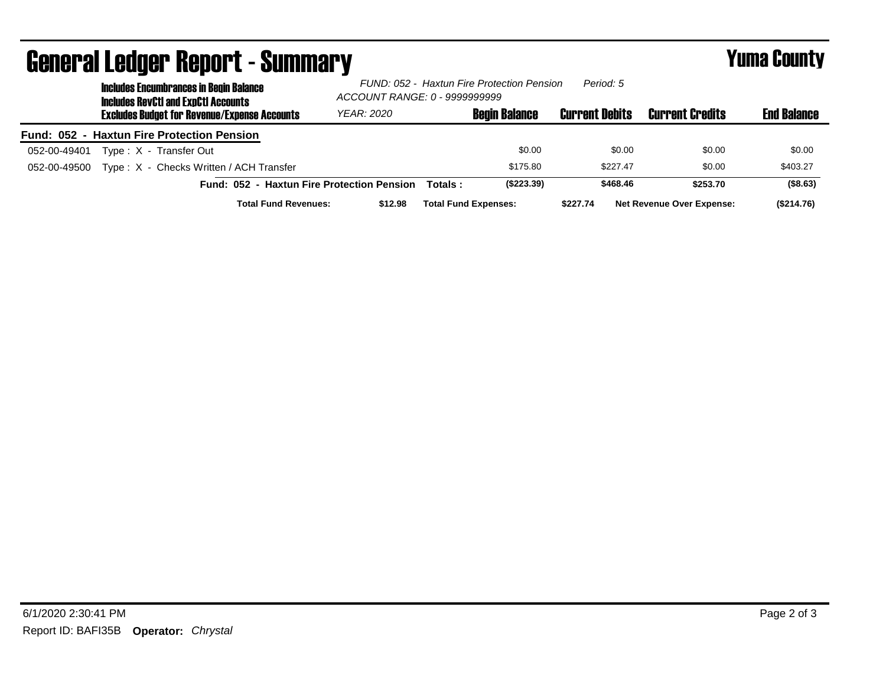# General Ledger Report - Summary

**Yuma County**

**Includes Encumbrances in Begin Balance**
**Includes RevCtl and ExpCtl Accounts**
**Excludes Budget for Revenue/Expense Accounts**

*FUND: 052 - Haxtun Fire Protection Pension* *Period: 5*
*ACCOUNT RANGE: 0 - 9999999999*
*YEAR: 2020*

| | | Begin Balance | Current Debits | Current Credits | End Balance |
|---|---|---|---|---|---|
| **Fund: 052 - Haxtun Fire Protection Pension** | | | | | |
| 052-00-49401 | Type : X - Transfer Out | $0.00 | $0.00 | $0.00 | $0.00 |
| 052-00-49500 | Type : X - Checks Written / ACH Transfer | $175.80 | $227.47 | $0.00 | $403.27 |
| | **Fund: 052 - Haxtun Fire Protection Pension Totals :** | **($223.39)** | **$468.46** | **$253.70** | **($8.63)** |

**Total Fund Revenues:** **$12.98** **Total Fund Expenses:** **$227.74** **Net Revenue Over Expense:** **($214.76)**

6/1/2020 2:30:41 PM

Report ID: BAFI35B **Operator:** *Chrystal*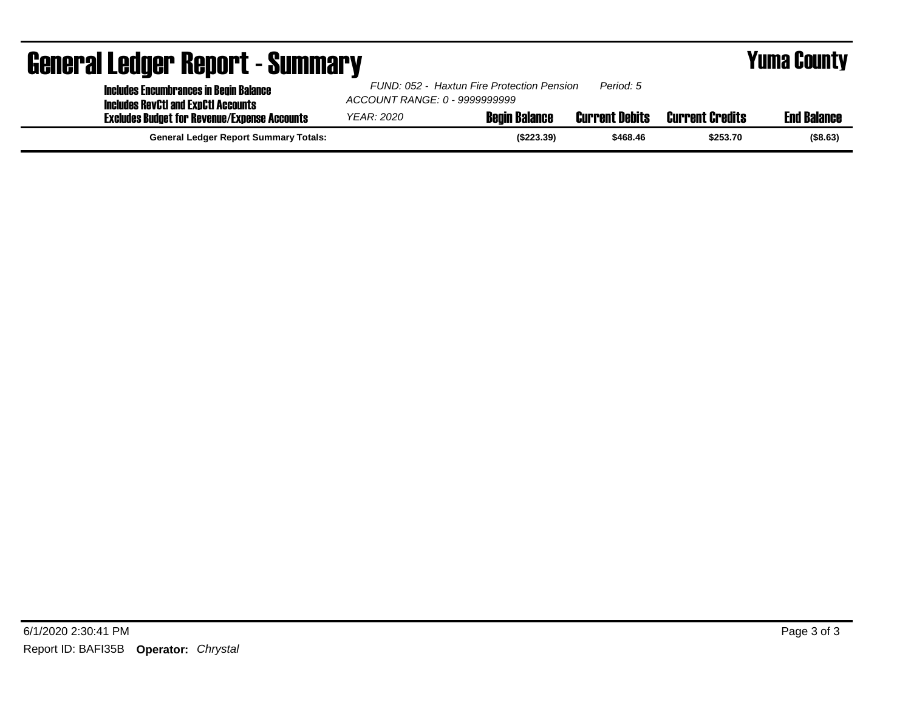# General Ledger Report - Summary

**Yuma County**

Includes Encumbrances in Begin Balance
Includes RevCtl and ExpCtl Accounts
Excludes Budget for Revenue/Expense Accounts

*FUND: 052 - Haxtun Fire Protection Pension* *Period: 5*
*ACCOUNT RANGE: 0 - 9999999999*
*YEAR: 2020*

| | Begin Balance | Current Debits | Current Credits | End Balance |
|---|---|---|---|---|
| **General Ledger Report Summary Totals:** | **($223.39)** | **$468.46** | **$253.70** | **($8.63)** |

6/1/2020 2:30:41 PM

Report ID: BAFI35B **Operator:** *Chrystal*